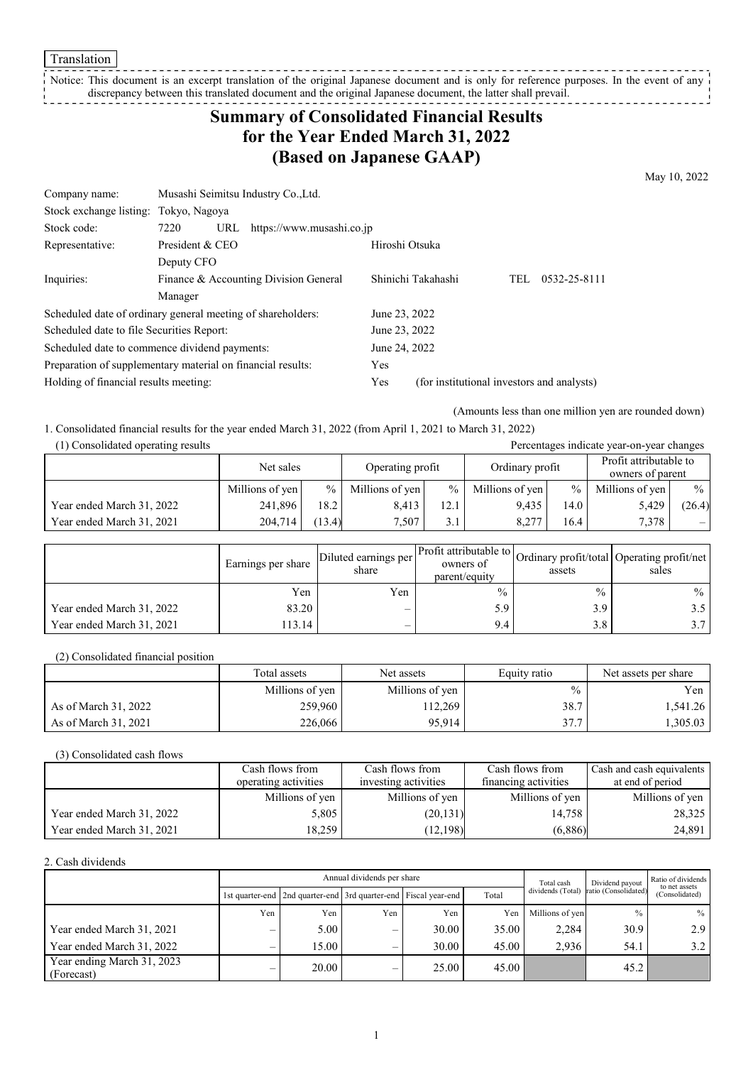Translation

Notice: This document is an excerpt translation of the original Japanese document and is only for reference purposes. In the event of any discrepancy between this translated document and the original Japanese document, the latter shall prevail.

# Summary of Consolidated Financial Results for the Year Ended March 31, 2022 (Based on Japanese GAAP)

May 10, 2022

| | | | | |
|---|---|---|---|---|
| Company name: | Musashi Seimitsu Industry Co.,Ltd. | | | |
| Stock exchange listing: | Tokyo, Nagoya | | | |
| Stock code: | 7220 URL https://www.musashi.co.jp | | | |
| Representative: | President & CEO | Hiroshi Otsuka | | |
| | Deputy CFO | | | |
| Inquiries: | Finance & Accounting Division General Manager | Shinichi Takahashi | TEL | 0532-25-8111 |

Scheduled date of ordinary general meeting of shareholders: June 23, 2022
Scheduled date to file Securities Report: June 23, 2022
Scheduled date to commence dividend payments: June 24, 2022
Preparation of supplementary material on financial results: Yes
Holding of financial results meeting: Yes (for institutional investors and analysts)

(Amounts less than one million yen are rounded down)

1. Consolidated financial results for the year ended March 31, 2022 (from April 1, 2021 to March 31, 2022)

(1) Consolidated operating results

Percentages indicate year-on-year changes

| | Net sales | | Operating profit | | Ordinary profit | | Profit attributable to owners of parent | |
|---|---|---|---|---|---|---|---|---|
| | Millions of yen | % | Millions of yen | % | Millions of yen | % | Millions of yen | % |
| Year ended March 31, 2022 | 241,896 | 18.2 | 8,413 | 12.1 | 9,435 | 14.0 | 5,429 | (26.4) |
| Year ended March 31, 2021 | 204,714 | (13.4) | 7,507 | 3.1 | 8,277 | 16.4 | 7,378 | – |

| | Earnings per share | Diluted earnings per share | Profit attributable to owners of parent/equity | Ordinary profit/total assets | Operating profit/net sales |
|---|---|---|---|---|---|
| | Yen | Yen | % | % | % |
| Year ended March 31, 2022 | 83.20 | – | 5.9 | 3.9 | 3.5 |
| Year ended March 31, 2021 | 113.14 | – | 9.4 | 3.8 | 3.7 |

(2) Consolidated financial position

| | Total assets | Net assets | Equity ratio | Net assets per share |
|---|---|---|---|---|
| | Millions of yen | Millions of yen | % | Yen |
| As of March 31, 2022 | 259,960 | 112,269 | 38.7 | 1,541.26 |
| As of March 31, 2021 | 226,066 | 95,914 | 37.7 | 1,305.03 |

(3) Consolidated cash flows

| | Cash flows from operating activities | Cash flows from investing activities | Cash flows from financing activities | Cash and cash equivalents at end of period |
|---|---|---|---|---|
| | Millions of yen | Millions of yen | Millions of yen | Millions of yen |
| Year ended March 31, 2022 | 5,805 | (20,131) | 14,758 | 28,325 |
| Year ended March 31, 2021 | 18,259 | (12,198) | (6,886) | 24,891 |

2. Cash dividends

| | Annual dividends per share | | | | | Total cash dividends (Total) | Dividend payout ratio (Consolidated) | Ratio of dividends to net assets (Consolidated) |
|---|---|---|---|---|---|---|---|---|
| | 1st quarter-end | 2nd quarter-end | 3rd quarter-end | Fiscal year-end | Total | | | |
| | Yen | Yen | Yen | Yen | Yen | Millions of yen | % | % |
| Year ended March 31, 2021 | – | 5.00 | – | 30.00 | 35.00 | 2,284 | 30.9 | 2.9 |
| Year ended March 31, 2022 | – | 15.00 | – | 30.00 | 45.00 | 2,936 | 54.1 | 3.2 |
| Year ending March 31, 2023 (Forecast) | – | 20.00 | – | 25.00 | 45.00 | | 45.2 | |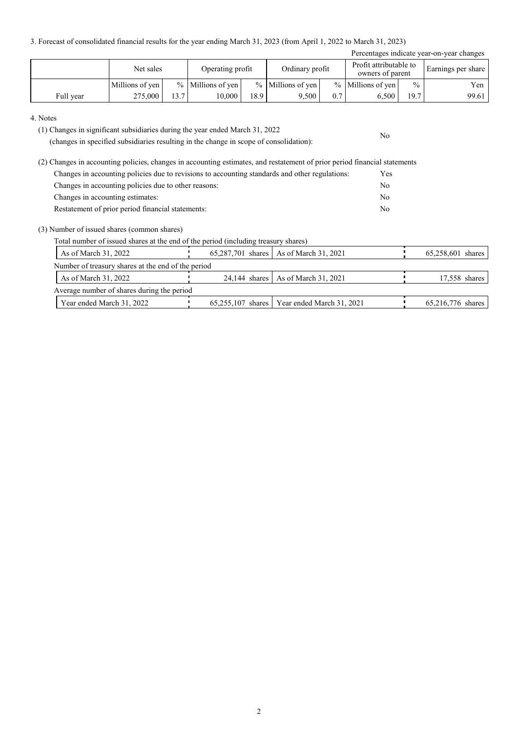3. Forecast of consolidated financial results for the year ending March 31, 2023 (from April 1, 2022 to March 31, 2023)

Percentages indicate year-on-year changes

| | Net sales | | Operating profit | | Ordinary profit | | Profit attributable to owners of parent | | Earnings per share |
|---|---|---|---|---|---|---|---|---|---|
| | Millions of yen | % | Millions of yen | % | Millions of yen | % | Millions of yen | % | Yen |
| Full year | 275,000 | 13.7 | 10,000 | 18.9 | 9,500 | 0.7 | 6,500 | 19.7 | 99.61 |

4. Notes

(1) Changes in significant subsidiaries during the year ended March 31, 2022
(changes in specified subsidiaries resulting in the change in scope of consolidation): No

(2) Changes in accounting policies, changes in accounting estimates, and restatement of prior period financial statements

| | |
|---|---|
| Changes in accounting policies due to revisions to accounting standards and other regulations: | Yes |
| Changes in accounting policies due to other reasons: | No |
| Changes in accounting estimates: | No |
| Restatement of prior period financial statements: | No |

(3) Number of issued shares (common shares)

Total number of issued shares at the end of the period (including treasury shares)

| | | | |
|---|---|---|---|
| As of March 31, 2022 | 65,287,701 shares | As of March 31, 2021 | 65,258,601 shares |

Number of treasury shares at the end of the period

| | | | |
|---|---|---|---|
| As of March 31, 2022 | 24,144 shares | As of March 31, 2021 | 17,558 shares |

Average number of shares during the period

| | | | |
|---|---|---|---|
| Year ended March 31, 2022 | 65,255,107 shares | Year ended March 31, 2021 | 65,216,776 shares |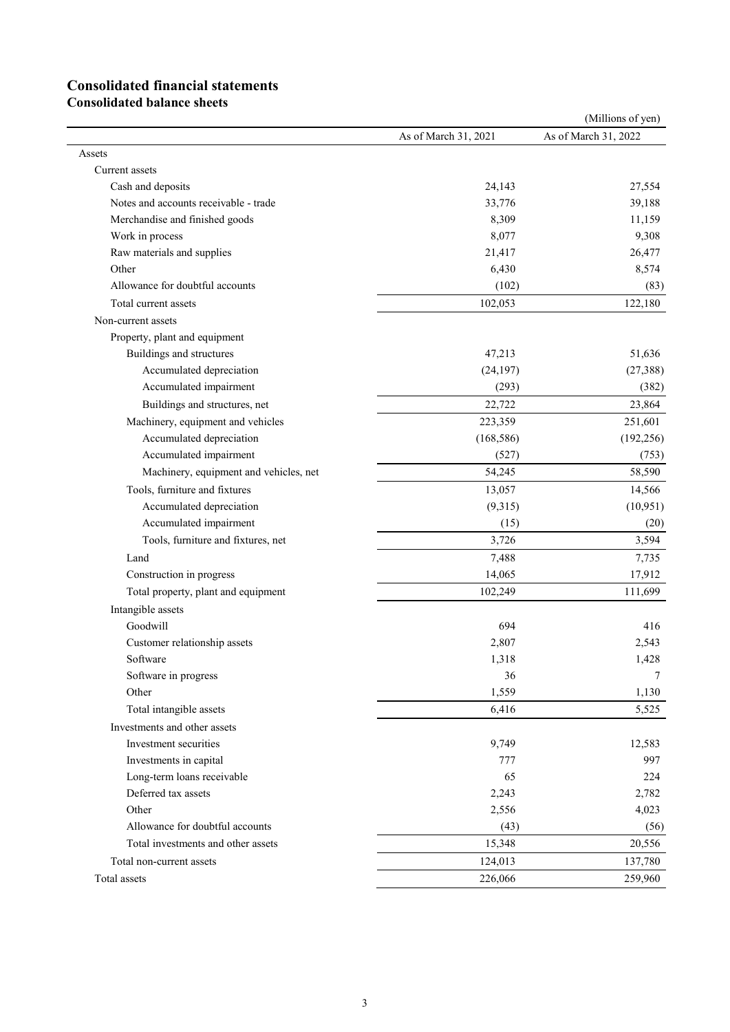# Consolidated financial statements

## Consolidated balance sheets

(Millions of yen)

| | As of March 31, 2021 | As of March 31, 2022 |
|---|---|---|
| Assets | | |
| Current assets | | |
| Cash and deposits | 24,143 | 27,554 |
| Notes and accounts receivable - trade | 33,776 | 39,188 |
| Merchandise and finished goods | 8,309 | 11,159 |
| Work in process | 8,077 | 9,308 |
| Raw materials and supplies | 21,417 | 26,477 |
| Other | 6,430 | 8,574 |
| Allowance for doubtful accounts | (102) | (83) |
| Total current assets | 102,053 | 122,180 |
| Non-current assets | | |
| Property, plant and equipment | | |
| Buildings and structures | 47,213 | 51,636 |
| Accumulated depreciation | (24,197) | (27,388) |
| Accumulated impairment | (293) | (382) |
| Buildings and structures, net | 22,722 | 23,864 |
| Machinery, equipment and vehicles | 223,359 | 251,601 |
| Accumulated depreciation | (168,586) | (192,256) |
| Accumulated impairment | (527) | (753) |
| Machinery, equipment and vehicles, net | 54,245 | 58,590 |
| Tools, furniture and fixtures | 13,057 | 14,566 |
| Accumulated depreciation | (9,315) | (10,951) |
| Accumulated impairment | (15) | (20) |
| Tools, furniture and fixtures, net | 3,726 | 3,594 |
| Land | 7,488 | 7,735 |
| Construction in progress | 14,065 | 17,912 |
| Total property, plant and equipment | 102,249 | 111,699 |
| Intangible assets | | |
| Goodwill | 694 | 416 |
| Customer relationship assets | 2,807 | 2,543 |
| Software | 1,318 | 1,428 |
| Software in progress | 36 | 7 |
| Other | 1,559 | 1,130 |
| Total intangible assets | 6,416 | 5,525 |
| Investments and other assets | | |
| Investment securities | 9,749 | 12,583 |
| Investments in capital | 777 | 997 |
| Long-term loans receivable | 65 | 224 |
| Deferred tax assets | 2,243 | 2,782 |
| Other | 2,556 | 4,023 |
| Allowance for doubtful accounts | (43) | (56) |
| Total investments and other assets | 15,348 | 20,556 |
| Total non-current assets | 124,013 | 137,780 |
| Total assets | 226,066 | 259,960 |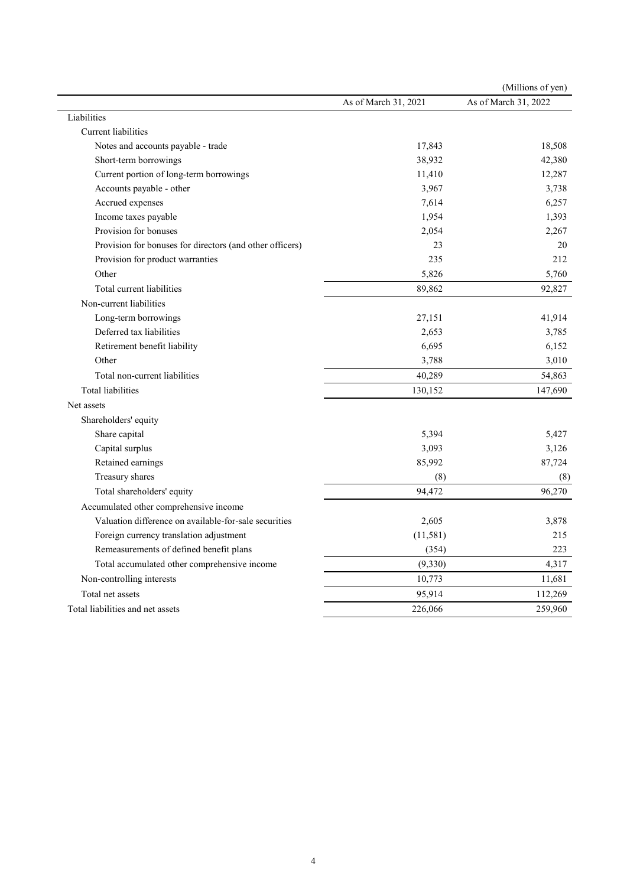(Millions of yen)

| | As of March 31, 2021 | As of March 31, 2022 |
|---|---|---|
| Liabilities | | |
| Current liabilities | | |
| Notes and accounts payable - trade | 17,843 | 18,508 |
| Short-term borrowings | 38,932 | 42,380 |
| Current portion of long-term borrowings | 11,410 | 12,287 |
| Accounts payable - other | 3,967 | 3,738 |
| Accrued expenses | 7,614 | 6,257 |
| Income taxes payable | 1,954 | 1,393 |
| Provision for bonuses | 2,054 | 2,267 |
| Provision for bonuses for directors (and other officers) | 23 | 20 |
| Provision for product warranties | 235 | 212 |
| Other | 5,826 | 5,760 |
| Total current liabilities | 89,862 | 92,827 |
| Non-current liabilities | | |
| Long-term borrowings | 27,151 | 41,914 |
| Deferred tax liabilities | 2,653 | 3,785 |
| Retirement benefit liability | 6,695 | 6,152 |
| Other | 3,788 | 3,010 |
| Total non-current liabilities | 40,289 | 54,863 |
| Total liabilities | 130,152 | 147,690 |
| Net assets | | |
| Shareholders' equity | | |
| Share capital | 5,394 | 5,427 |
| Capital surplus | 3,093 | 3,126 |
| Retained earnings | 85,992 | 87,724 |
| Treasury shares | (8) | (8) |
| Total shareholders' equity | 94,472 | 96,270 |
| Accumulated other comprehensive income | | |
| Valuation difference on available-for-sale securities | 2,605 | 3,878 |
| Foreign currency translation adjustment | (11,581) | 215 |
| Remeasurements of defined benefit plans | (354) | 223 |
| Total accumulated other comprehensive income | (9,330) | 4,317 |
| Non-controlling interests | 10,773 | 11,681 |
| Total net assets | 95,914 | 112,269 |
| Total liabilities and net assets | 226,066 | 259,960 |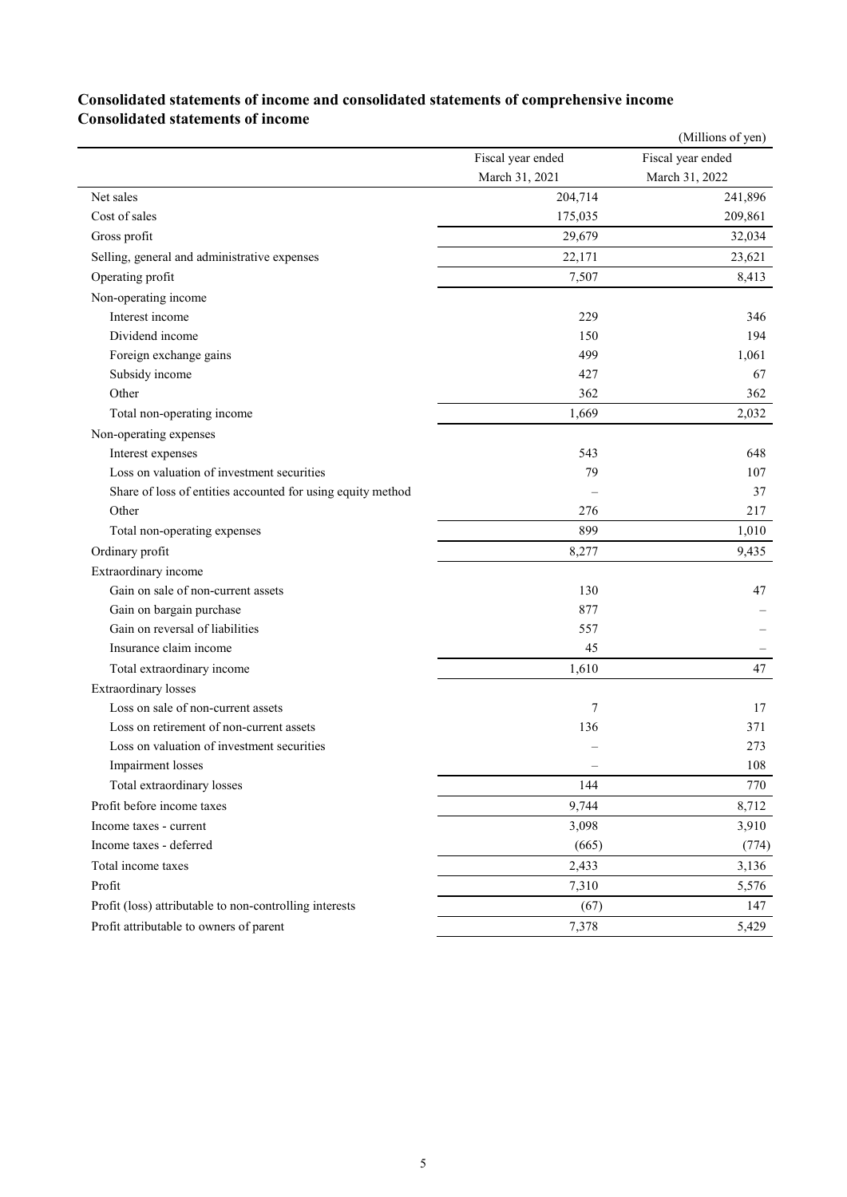## Consolidated statements of income and consolidated statements of comprehensive income

### Consolidated statements of income

(Millions of yen)

| | Fiscal year ended March 31, 2021 | Fiscal year ended March 31, 2022 |
|---|---|---|
| Net sales | 204,714 | 241,896 |
| Cost of sales | 175,035 | 209,861 |
| Gross profit | 29,679 | 32,034 |
| Selling, general and administrative expenses | 22,171 | 23,621 |
| Operating profit | 7,507 | 8,413 |
| Non-operating income | | |
| Interest income | 229 | 346 |
| Dividend income | 150 | 194 |
| Foreign exchange gains | 499 | 1,061 |
| Subsidy income | 427 | 67 |
| Other | 362 | 362 |
| Total non-operating income | 1,669 | 2,032 |
| Non-operating expenses | | |
| Interest expenses | 543 | 648 |
| Loss on valuation of investment securities | 79 | 107 |
| Share of loss of entities accounted for using equity method | – | 37 |
| Other | 276 | 217 |
| Total non-operating expenses | 899 | 1,010 |
| Ordinary profit | 8,277 | 9,435 |
| Extraordinary income | | |
| Gain on sale of non-current assets | 130 | 47 |
| Gain on bargain purchase | 877 | – |
| Gain on reversal of liabilities | 557 | – |
| Insurance claim income | 45 | – |
| Total extraordinary income | 1,610 | 47 |
| Extraordinary losses | | |
| Loss on sale of non-current assets | 7 | 17 |
| Loss on retirement of non-current assets | 136 | 371 |
| Loss on valuation of investment securities | – | 273 |
| Impairment losses | – | 108 |
| Total extraordinary losses | 144 | 770 |
| Profit before income taxes | 9,744 | 8,712 |
| Income taxes - current | 3,098 | 3,910 |
| Income taxes - deferred | (665) | (774) |
| Total income taxes | 2,433 | 3,136 |
| Profit | 7,310 | 5,576 |
| Profit (loss) attributable to non-controlling interests | (67) | 147 |
| Profit attributable to owners of parent | 7,378 | 5,429 |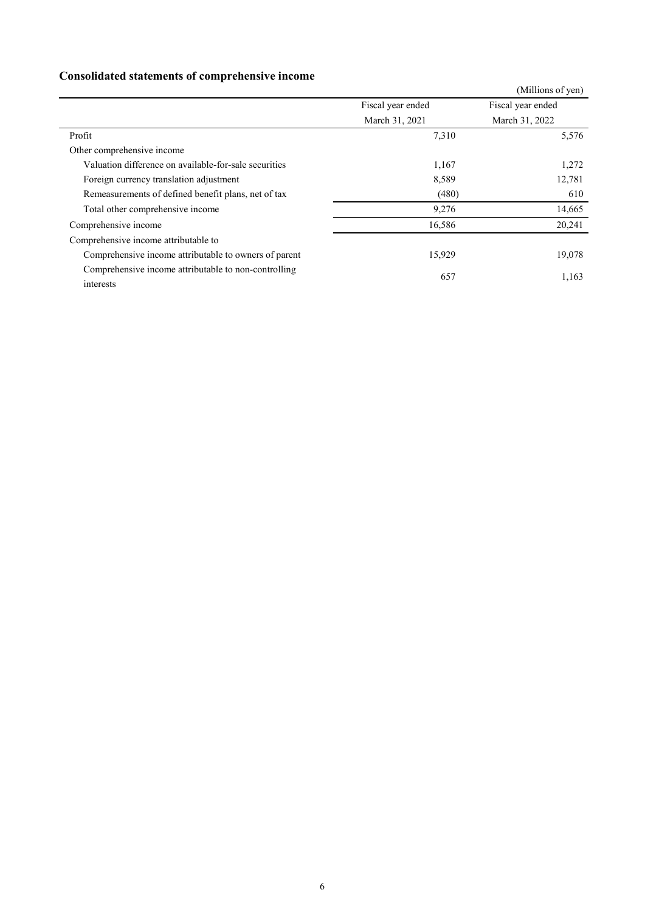## Consolidated statements of comprehensive income

(Millions of yen)

| | Fiscal year ended March 31, 2021 | Fiscal year ended March 31, 2022 |
|---|---|---|
| Profit | 7,310 | 5,576 |
| Other comprehensive income | | |
| Valuation difference on available-for-sale securities | 1,167 | 1,272 |
| Foreign currency translation adjustment | 8,589 | 12,781 |
| Remeasurements of defined benefit plans, net of tax | (480) | 610 |
| Total other comprehensive income | 9,276 | 14,665 |
| Comprehensive income | 16,586 | 20,241 |
| Comprehensive income attributable to | | |
| Comprehensive income attributable to owners of parent | 15,929 | 19,078 |
| Comprehensive income attributable to non-controlling interests | 657 | 1,163 |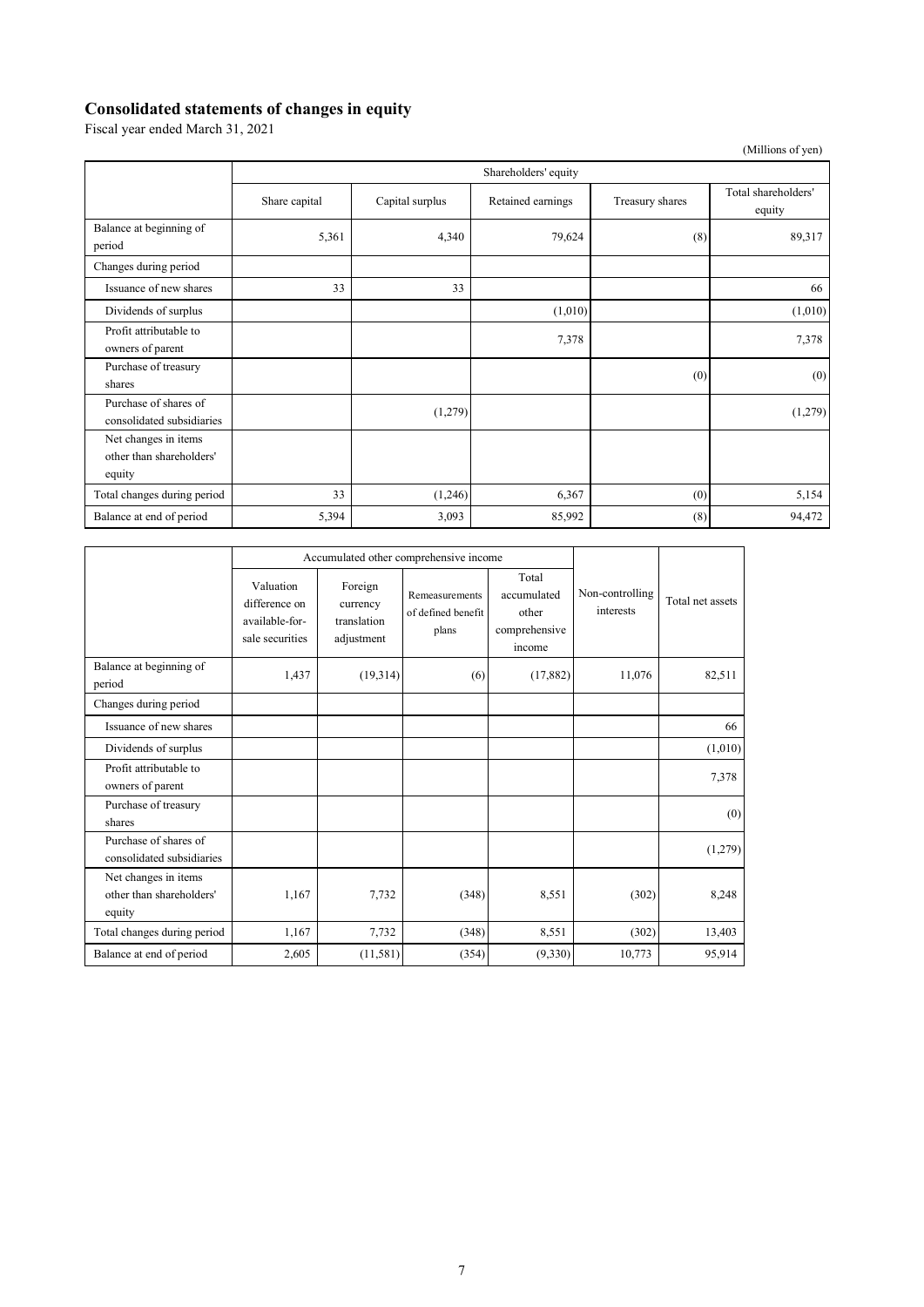# Consolidated statements of changes in equity

Fiscal year ended March 31, 2021

(Millions of yen)

| | Shareholders' equity | | | | |
|---|---|---|---|---|---|
| | Share capital | Capital surplus | Retained earnings | Treasury shares | Total shareholders' equity |
| Balance at beginning of period | 5,361 | 4,340 | 79,624 | (8) | 89,317 |
| Changes during period | | | | | |
| Issuance of new shares | 33 | 33 | | | 66 |
| Dividends of surplus | | | (1,010) | | (1,010) |
| Profit attributable to owners of parent | | | 7,378 | | 7,378 |
| Purchase of treasury shares | | | | (0) | (0) |
| Purchase of shares of consolidated subsidiaries | | (1,279) | | | (1,279) |
| Net changes in items other than shareholders' equity | | | | | |
| Total changes during period | 33 | (1,246) | 6,367 | (0) | 5,154 |
| Balance at end of period | 5,394 | 3,093 | 85,992 | (8) | 94,472 |

| | Accumulated other comprehensive income | | | | Non-controlling interests | Total net assets |
|---|---|---|---|---|---|---|
| | Valuation difference on available-for-sale securities | Foreign currency translation adjustment | Remeasurements of defined benefit plans | Total accumulated other comprehensive income | | |
| Balance at beginning of period | 1,437 | (19,314) | (6) | (17,882) | 11,076 | 82,511 |
| Changes during period | | | | | | |
| Issuance of new shares | | | | | | 66 |
| Dividends of surplus | | | | | | (1,010) |
| Profit attributable to owners of parent | | | | | | 7,378 |
| Purchase of treasury shares | | | | | | (0) |
| Purchase of shares of consolidated subsidiaries | | | | | | (1,279) |
| Net changes in items other than shareholders' equity | 1,167 | 7,732 | (348) | 8,551 | (302) | 8,248 |
| Total changes during period | 1,167 | 7,732 | (348) | 8,551 | (302) | 13,403 |
| Balance at end of period | 2,605 | (11,581) | (354) | (9,330) | 10,773 | 95,914 |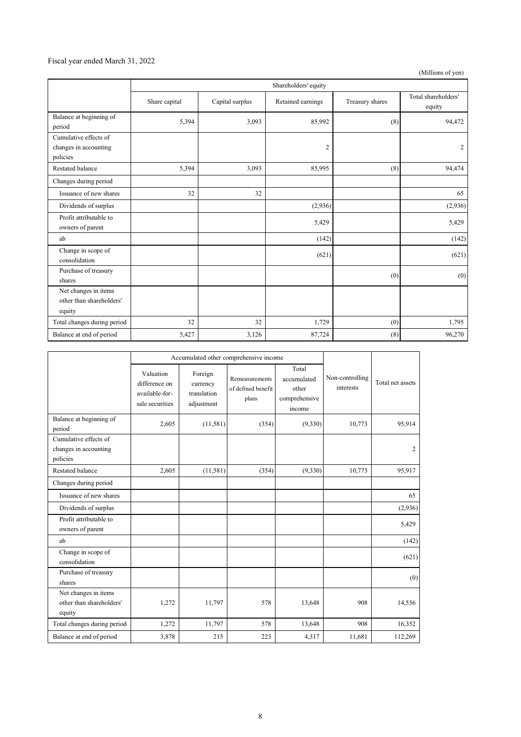Fiscal year ended March 31, 2022

(Millions of yen)

| | Shareholders' equity | | | | |
|---|---|---|---|---|---|
| | Share capital | Capital surplus | Retained earnings | Treasury shares | Total shareholders' equity |
| Balance at beginning of period | 5,394 | 3,093 | 85,992 | (8) | 94,472 |
| Cumulative effects of changes in accounting policies | | | 2 | | 2 |
| Restated balance | 5,394 | 3,093 | 85,995 | (8) | 94,474 |
| Changes during period | | | | | |
| Issuance of new shares | 32 | 32 | | | 65 |
| Dividends of surplus | | | (2,936) | | (2,936) |
| Profit attributable to owners of parent | | | 5,429 | | 5,429 |
| ab | | | (142) | | (142) |
| Change in scope of consolidation | | | (621) | | (621) |
| Purchase of treasury shares | | | | (0) | (0) |
| Net changes in items other than shareholders' equity | | | | | |
| Total changes during period | 32 | 32 | 1,729 | (0) | 1,795 |
| Balance at end of period | 5,427 | 3,126 | 87,724 | (8) | 96,270 |

| | Accumulated other comprehensive income | | | | Non-controlling interests | Total net assets |
|---|---|---|---|---|---|---|
| | Valuation difference on available-for-sale securities | Foreign currency translation adjustment | Remeasurements of defined benefit plans | Total accumulated other comprehensive income | | |
| Balance at beginning of period | 2,605 | (11,581) | (354) | (9,330) | 10,773 | 95,914 |
| Cumulative effects of changes in accounting policies | | | | | | 2 |
| Restated balance | 2,605 | (11,581) | (354) | (9,330) | 10,773 | 95,917 |
| Changes during period | | | | | | |
| Issuance of new shares | | | | | | 65 |
| Dividends of surplus | | | | | | (2,936) |
| Profit attributable to owners of parent | | | | | | 5,429 |
| ab | | | | | | (142) |
| Change in scope of consolidation | | | | | | (621) |
| Purchase of treasury shares | | | | | | (0) |
| Net changes in items other than shareholders' equity | 1,272 | 11,797 | 578 | 13,648 | 908 | 14,556 |
| Total changes during period | 1,272 | 11,797 | 578 | 13,648 | 908 | 16,352 |
| Balance at end of period | 3,878 | 215 | 223 | 4,317 | 11,681 | 112,269 |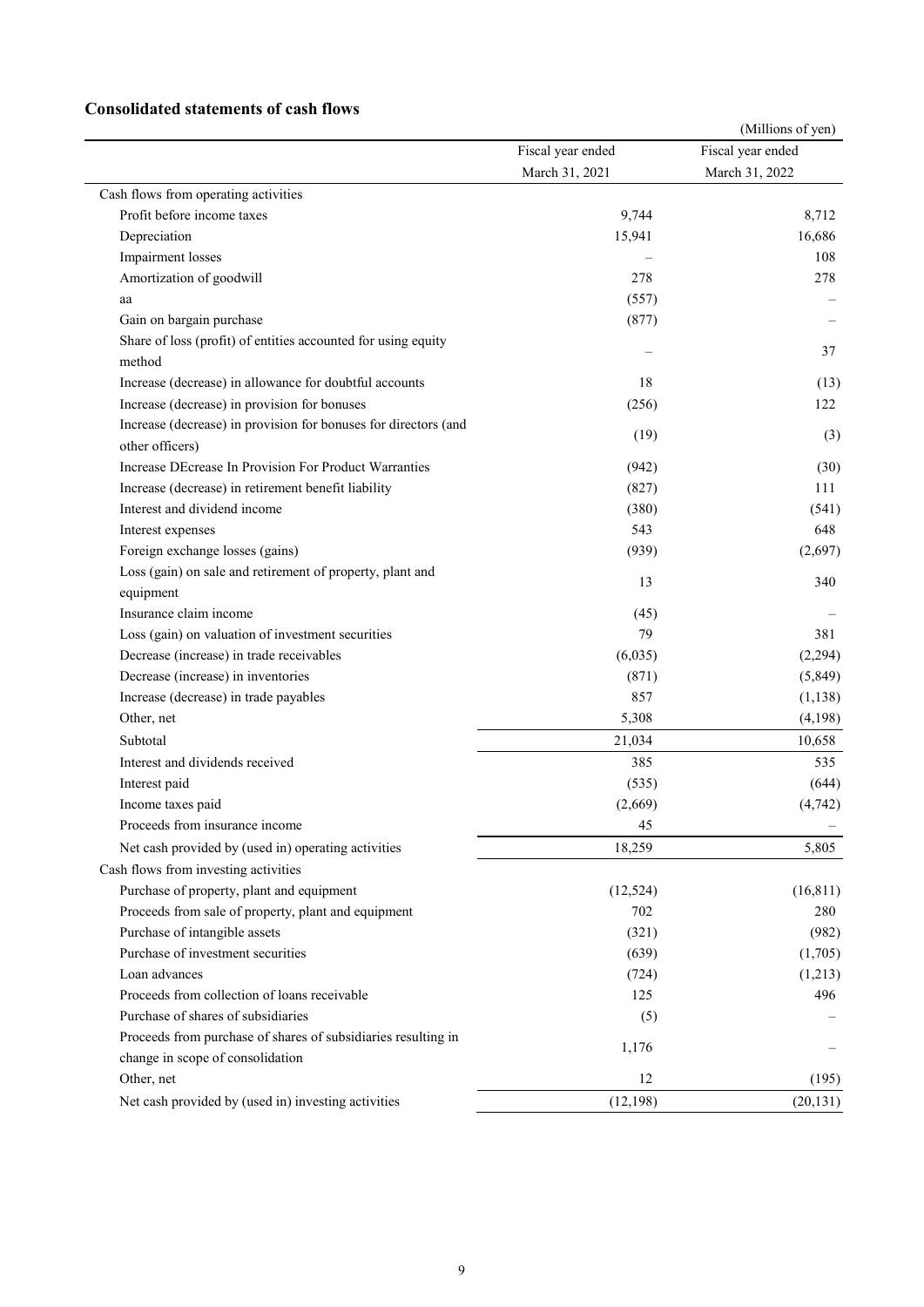## Consolidated statements of cash flows

(Millions of yen)

| | Fiscal year ended March 31, 2021 | Fiscal year ended March 31, 2022 |
|---|---|---|
| Cash flows from operating activities | | |
| Profit before income taxes | 9,744 | 8,712 |
| Depreciation | 15,941 | 16,686 |
| Impairment losses | – | 108 |
| Amortization of goodwill | 278 | 278 |
| aa | (557) | – |
| Gain on bargain purchase | (877) | – |
| Share of loss (profit) of entities accounted for using equity method | – | 37 |
| Increase (decrease) in allowance for doubtful accounts | 18 | (13) |
| Increase (decrease) in provision for bonuses | (256) | 122 |
| Increase (decrease) in provision for bonuses for directors (and other officers) | (19) | (3) |
| Increase DEcrease In Provision For Product Warranties | (942) | (30) |
| Increase (decrease) in retirement benefit liability | (827) | 111 |
| Interest and dividend income | (380) | (541) |
| Interest expenses | 543 | 648 |
| Foreign exchange losses (gains) | (939) | (2,697) |
| Loss (gain) on sale and retirement of property, plant and equipment | 13 | 340 |
| Insurance claim income | (45) | – |
| Loss (gain) on valuation of investment securities | 79 | 381 |
| Decrease (increase) in trade receivables | (6,035) | (2,294) |
| Decrease (increase) in inventories | (871) | (5,849) |
| Increase (decrease) in trade payables | 857 | (1,138) |
| Other, net | 5,308 | (4,198) |
| Subtotal | 21,034 | 10,658 |
| Interest and dividends received | 385 | 535 |
| Interest paid | (535) | (644) |
| Income taxes paid | (2,669) | (4,742) |
| Proceeds from insurance income | 45 | – |
| Net cash provided by (used in) operating activities | 18,259 | 5,805 |
| Cash flows from investing activities | | |
| Purchase of property, plant and equipment | (12,524) | (16,811) |
| Proceeds from sale of property, plant and equipment | 702 | 280 |
| Purchase of intangible assets | (321) | (982) |
| Purchase of investment securities | (639) | (1,705) |
| Loan advances | (724) | (1,213) |
| Proceeds from collection of loans receivable | 125 | 496 |
| Purchase of shares of subsidiaries | (5) | – |
| Proceeds from purchase of shares of subsidiaries resulting in change in scope of consolidation | 1,176 | – |
| Other, net | 12 | (195) |
| Net cash provided by (used in) investing activities | (12,198) | (20,131) |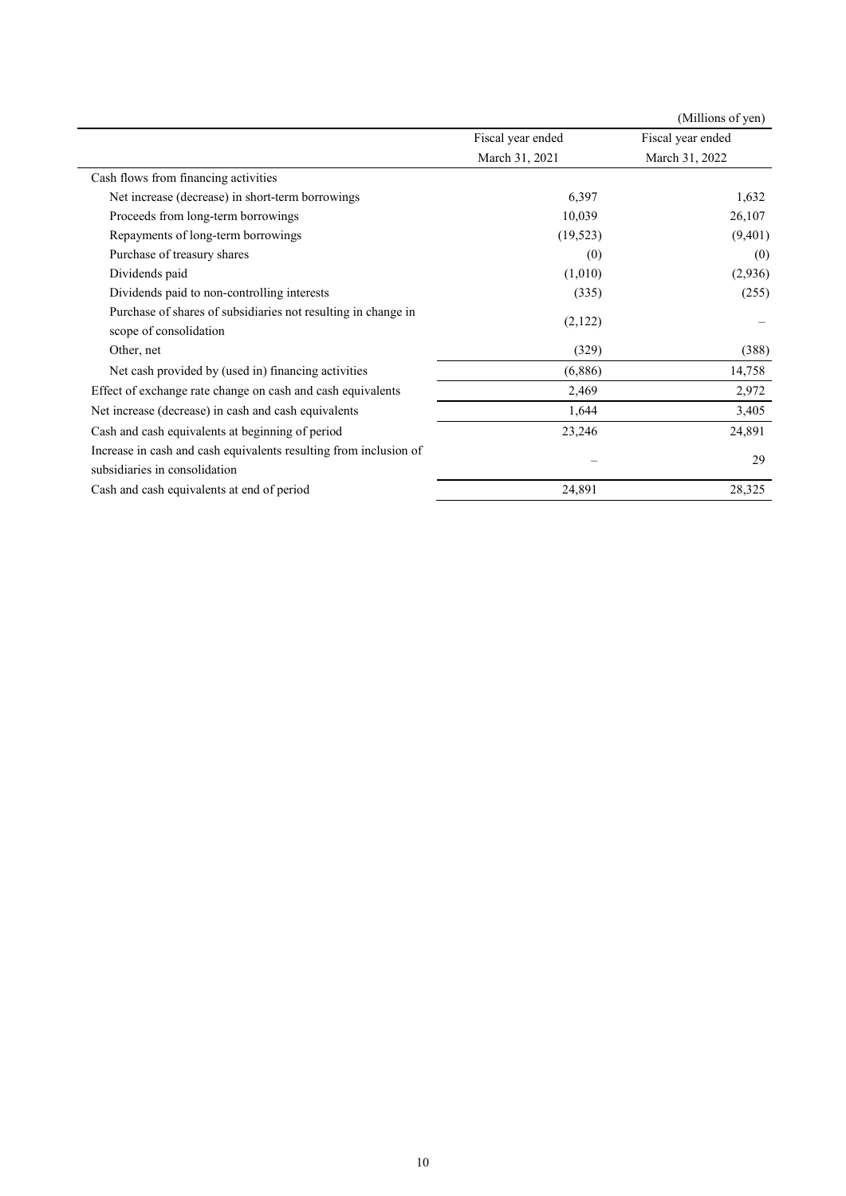(Millions of yen)

| | Fiscal year ended March 31, 2021 | Fiscal year ended March 31, 2022 |
|---|---|---|
| Cash flows from financing activities | | |
| Net increase (decrease) in short-term borrowings | 6,397 | 1,632 |
| Proceeds from long-term borrowings | 10,039 | 26,107 |
| Repayments of long-term borrowings | (19,523) | (9,401) |
| Purchase of treasury shares | (0) | (0) |
| Dividends paid | (1,010) | (2,936) |
| Dividends paid to non-controlling interests | (335) | (255) |
| Purchase of shares of subsidiaries not resulting in change in scope of consolidation | (2,122) | – |
| Other, net | (329) | (388) |
| Net cash provided by (used in) financing activities | (6,886) | 14,758 |
| Effect of exchange rate change on cash and cash equivalents | 2,469 | 2,972 |
| Net increase (decrease) in cash and cash equivalents | 1,644 | 3,405 |
| Cash and cash equivalents at beginning of period | 23,246 | 24,891 |
| Increase in cash and cash equivalents resulting from inclusion of subsidiaries in consolidation | – | 29 |
| Cash and cash equivalents at end of period | 24,891 | 28,325 |